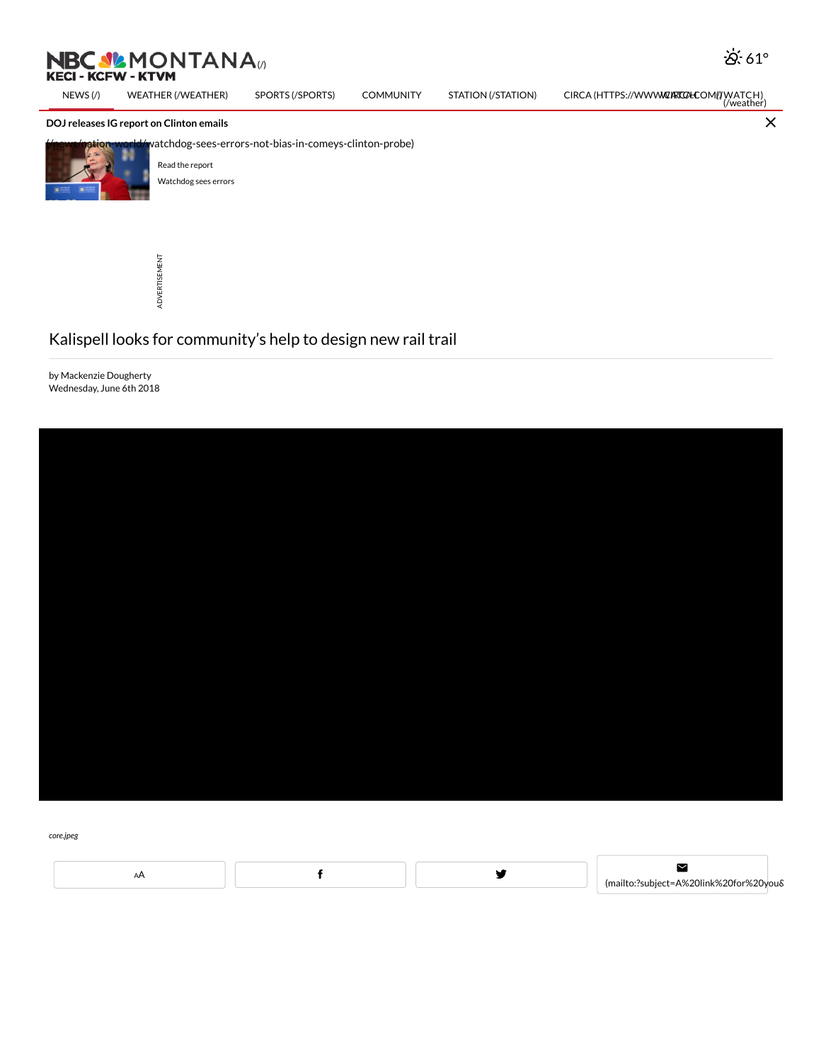NBC MONTANA (/)
KECI - KCFW - KTVM

61°

NEWS (/) WEATHER (/WEATHER) SPORTS (/SPORTS) COMMUNITY STATION (/STATION) CIRCA (HTTPS://WWW.CIRCA.COM/) WATCH (/weather)

**DOJ releases IG report on Clinton emails**

(/news/nation-world/watchdog-sees-errors-not-bias-in-comeys-clinton-probe)

Read the report

Watchdog sees errors

ADVERTISEMENT

# Kalispell looks for community's help to design new rail trail

by Mackenzie Dougherty
Wednesday, June 6th 2018

*core.jpeg*

AA

(mailto:?subject=A%20link%20for%20you&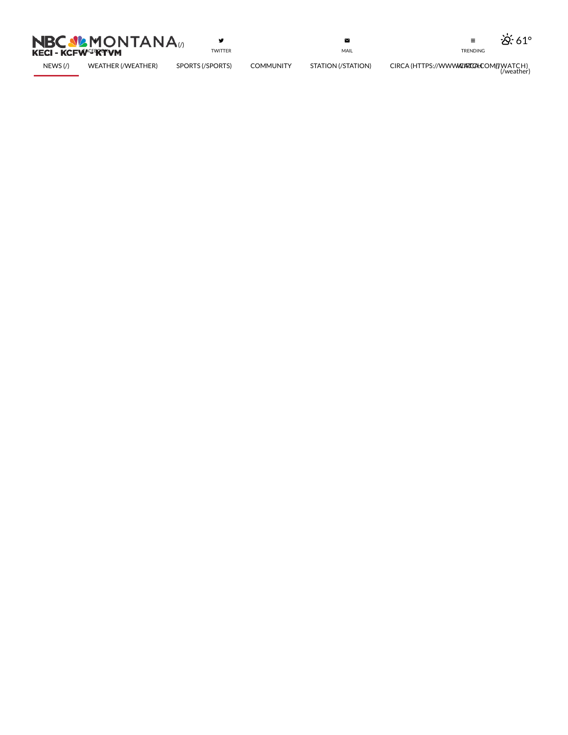NBC MONTANA (/)
KECI - KCFW - KTVM

FACEBOOK

TWITTER

MAIL

TRENDING

61°
(/weather)

- NEWS (/)
- WEATHER (/WEATHER)
- SPORTS (/SPORTS)
- COMMUNITY
- STATION (/STATION)
- CIRCA (HTTPS://WWW.CIRCA.COM/)
- WATCH (/WATCH)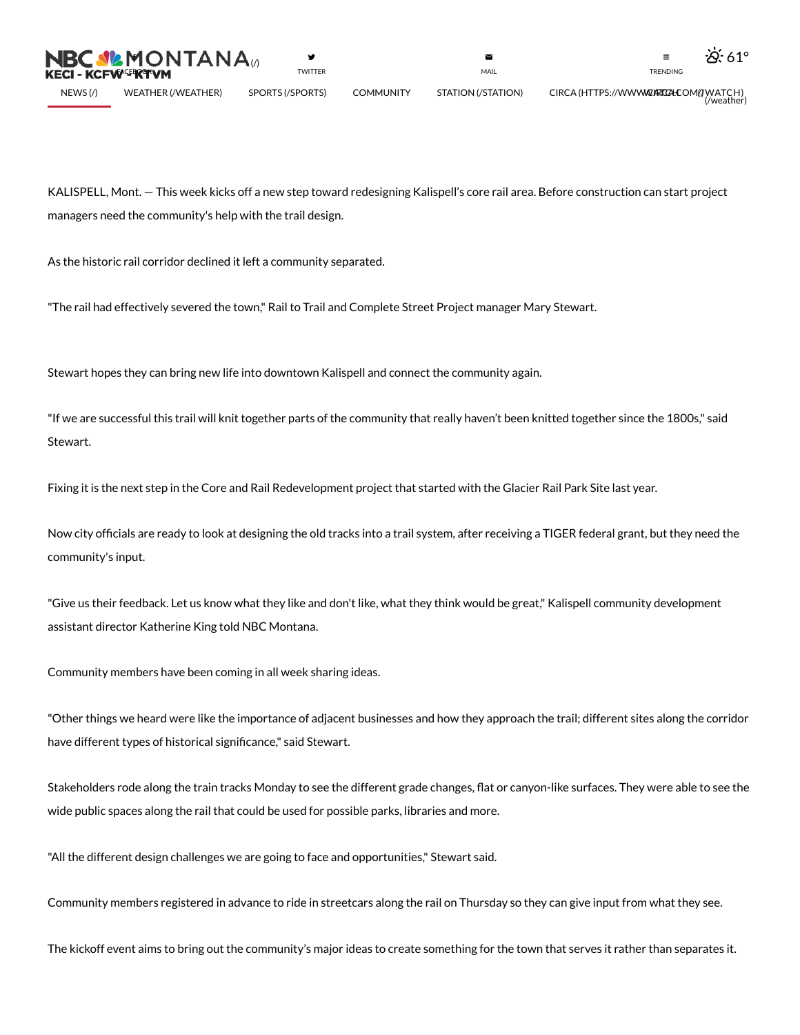KALISPELL, Mont. — This week kicks off a new step toward redesigning Kalispell's core rail area. Before construction can start project managers need the community's help with the trail design.

As the historic rail corridor declined it left a community separated.

"The rail had effectively severed the town," Rail to Trail and Complete Street Project manager Mary Stewart.

Stewart hopes they can bring new life into downtown Kalispell and connect the community again.

"If we are successful this trail will knit together parts of the community that really haven't been knitted together since the 1800s," said Stewart.

Fixing it is the next step in the Core and Rail Redevelopment project that started with the Glacier Rail Park Site last year.

Now city officials are ready to look at designing the old tracks into a trail system, after receiving a TIGER federal grant, but they need the community's input.

"Give us their feedback. Let us know what they like and don't like, what they think would be great," Kalispell community development assistant director Katherine King told NBC Montana.

Community members have been coming in all week sharing ideas.

"Other things we heard were like the importance of adjacent businesses and how they approach the trail; different sites along the corridor have different types of historical significance," said Stewart.

Stakeholders rode along the train tracks Monday to see the different grade changes, flat or canyon-like surfaces. They were able to see the wide public spaces along the rail that could be used for possible parks, libraries and more.

"All the different design challenges we are going to face and opportunities," Stewart said.

Community members registered in advance to ride in streetcars along the rail on Thursday so they can give input from what they see.

The kickoff event aims to bring out the community's major ideas to create something for the town that serves it rather than separates it.